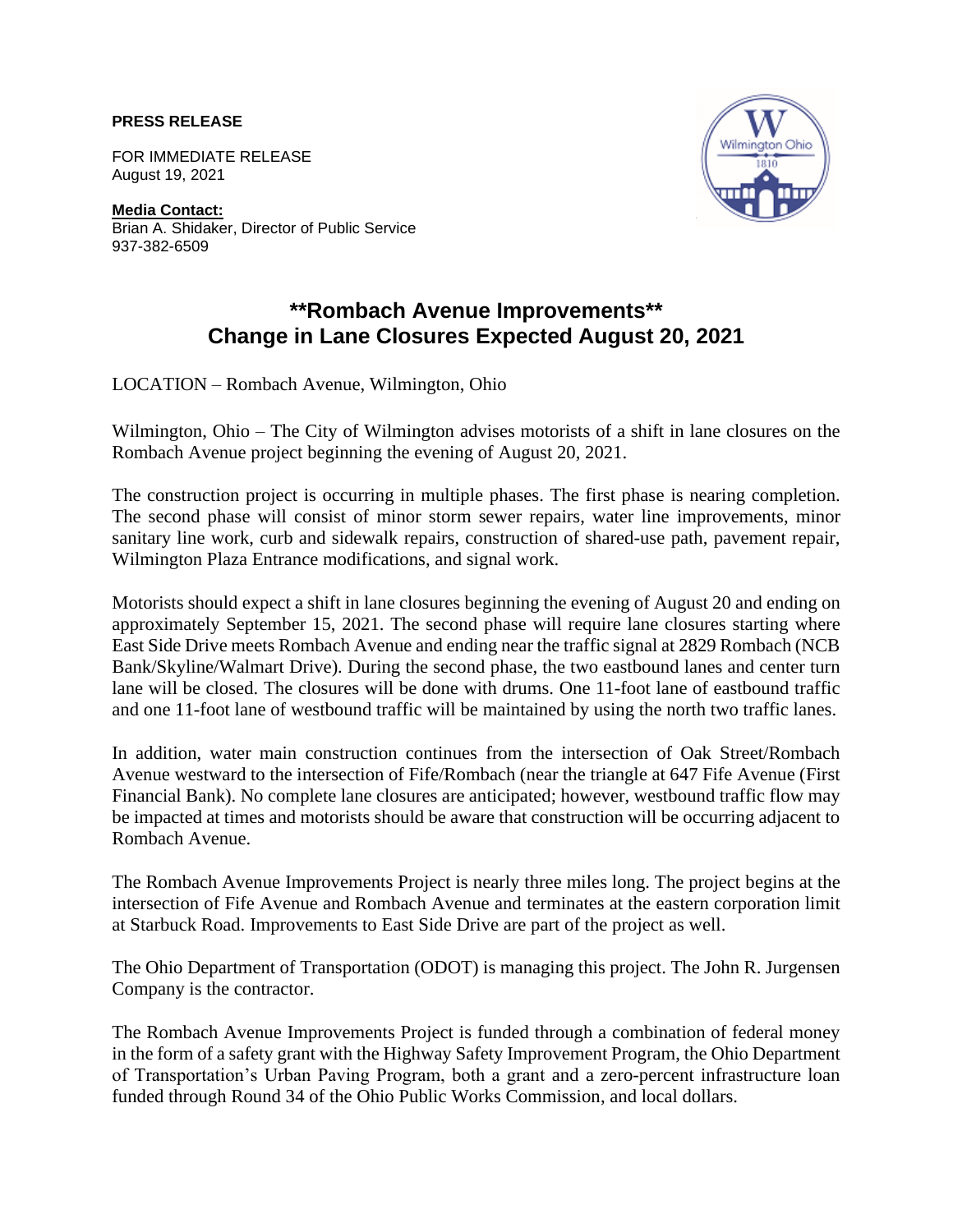**PRESS RELEASE**

FOR IMMEDIATE RELEASE
August 19, 2021

**Media Contact:**
Brian A. Shidaker, Director of Public Service
937-382-6509

# **Rombach Avenue Improvements**
# Change in Lane Closures Expected August 20, 2021

LOCATION – Rombach Avenue, Wilmington, Ohio

Wilmington, Ohio – The City of Wilmington advises motorists of a shift in lane closures on the Rombach Avenue project beginning the evening of August 20, 2021.

The construction project is occurring in multiple phases. The first phase is nearing completion. The second phase will consist of minor storm sewer repairs, water line improvements, minor sanitary line work, curb and sidewalk repairs, construction of shared-use path, pavement repair, Wilmington Plaza Entrance modifications, and signal work.

Motorists should expect a shift in lane closures beginning the evening of August 20 and ending on approximately September 15, 2021. The second phase will require lane closures starting where East Side Drive meets Rombach Avenue and ending near the traffic signal at 2829 Rombach (NCB Bank/Skyline/Walmart Drive). During the second phase, the two eastbound lanes and center turn lane will be closed. The closures will be done with drums. One 11-foot lane of eastbound traffic and one 11-foot lane of westbound traffic will be maintained by using the north two traffic lanes.

In addition, water main construction continues from the intersection of Oak Street/Rombach Avenue westward to the intersection of Fife/Rombach (near the triangle at 647 Fife Avenue (First Financial Bank). No complete lane closures are anticipated; however, westbound traffic flow may be impacted at times and motorists should be aware that construction will be occurring adjacent to Rombach Avenue.

The Rombach Avenue Improvements Project is nearly three miles long. The project begins at the intersection of Fife Avenue and Rombach Avenue and terminates at the eastern corporation limit at Starbuck Road. Improvements to East Side Drive are part of the project as well.

The Ohio Department of Transportation (ODOT) is managing this project. The John R. Jurgensen Company is the contractor.

The Rombach Avenue Improvements Project is funded through a combination of federal money in the form of a safety grant with the Highway Safety Improvement Program, the Ohio Department of Transportation's Urban Paving Program, both a grant and a zero-percent infrastructure loan funded through Round 34 of the Ohio Public Works Commission, and local dollars.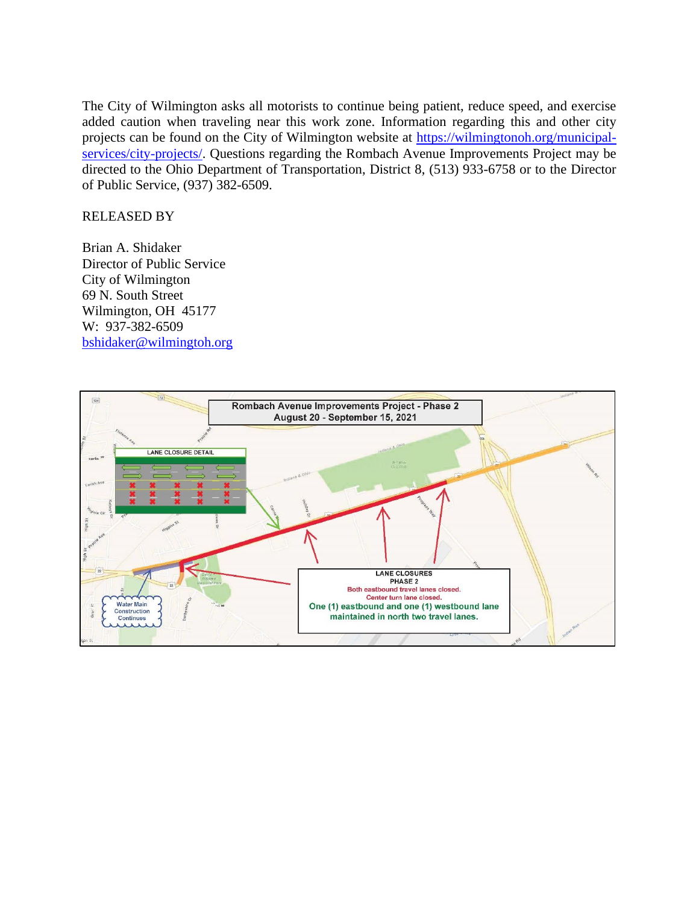The City of Wilmington asks all motorists to continue being patient, reduce speed, and exercise added caution when traveling near this work zone. Information regarding this and other city projects can be found on the City of Wilmington website at https://wilmingtonoh.org/municipal-services/city-projects/. Questions regarding the Rombach Avenue Improvements Project may be directed to the Ohio Department of Transportation, District 8, (513) 933-6758 or to the Director of Public Service, (937) 382-6509.

RELEASED BY

Brian A. Shidaker
Director of Public Service
City of Wilmington
69 N. South Street
Wilmington, OH 45177
W: 937-382-6509
bshidaker@wilmingtoh.org

Rombach Avenue Improvements Project - Phase 2
August 20 - September 15, 2021

LANE CLOSURE DETAIL

Water Main Construction Continues

LANE CLOSURES
PHASE 2
Both eastbound travel lanes closed.
Center turn lane closed.
One (1) eastbound and one (1) westbound lane maintained in north two travel lanes.